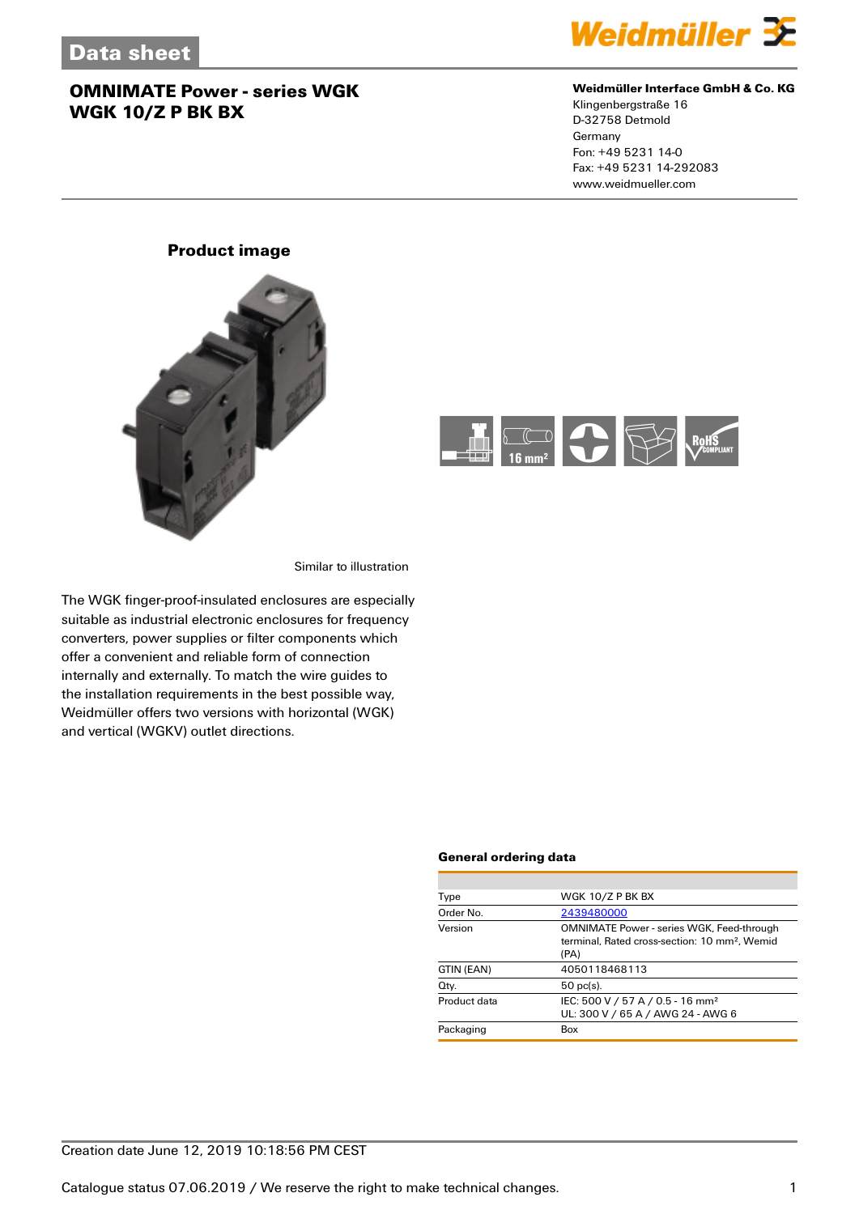# Data sheet

## OMNIMATE Power - series WGK
## WGK 10/Z P BK BX

**Weidmüller Interface GmbH & Co. KG**
Klingenbergstraße 16
D-32758 Detmold
Germany
Fon: +49 5231 14-0
Fax: +49 5231 14-292083
www.weidmueller.com

### Product image

Similar to illustration

The WGK finger-proof-insulated enclosures are especially suitable as industrial electronic enclosures for frequency converters, power supplies or filter components which offer a convenient and reliable form of connection internally and externally. To match the wire guides to the installation requirements in the best possible way, Weidmüller offers two versions with horizontal (WGK) and vertical (WGKV) outlet directions.

### General ordering data

| | |
|---|---|
| Type | WGK 10/Z P BK BX |
| Order No. | 2439480000 |
| Version | OMNIMATE Power - series WGK, Feed-through terminal, Rated cross-section: 10 mm², Wemid (PA) |
| GTIN (EAN) | 4050118468113 |
| Qty. | 50 pc(s). |
| Product data | IEC: 500 V / 57 A / 0.5 - 16 mm²<br>UL: 300 V / 65 A / AWG 24 - AWG 6 |
| Packaging | Box |

Creation date June 12, 2019 10:18:56 PM CEST

Catalogue status 07.06.2019 / We reserve the right to make technical changes.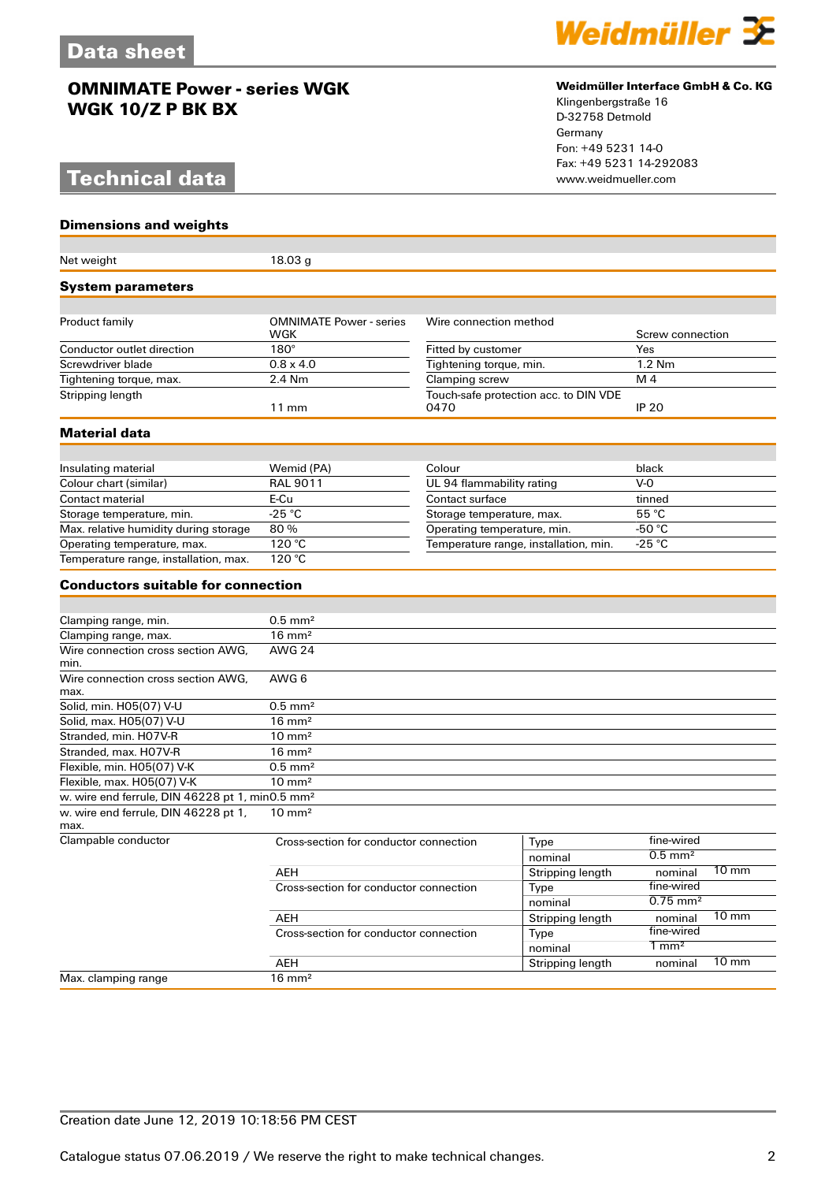# Data sheet

## OMNIMATE Power - series WGK
## WGK 10/Z P BK BX

**Weidmüller Interface GmbH & Co. KG**
Klingenbergstraße 16
D-32758 Detmold
Germany
Fon: +49 5231 14-0
Fax: +49 5231 14-292083
www.weidmueller.com

# Technical data

### Dimensions and weights

| | |
|---|---|
| Net weight | 18.03 g |

### System parameters

| | | | |
|---|---|---|---|
| Product family | OMNIMATE Power - series WGK | Wire connection method | Screw connection |
| Conductor outlet direction | 180° | Fitted by customer | Yes |
| Screwdriver blade | 0.8 x 4.0 | Tightening torque, min. | 1.2 Nm |
| Tightening torque, max. | 2.4 Nm | Clamping screw | M 4 |
| Stripping length | 11 mm | Touch-safe protection acc. to DIN VDE 0470 | IP 20 |

### Material data

| | | | |
|---|---|---|---|
| Insulating material | Wemid (PA) | Colour | black |
| Colour chart (similar) | RAL 9011 | UL 94 flammability rating | V-0 |
| Contact material | E-Cu | Contact surface | tinned |
| Storage temperature, min. | -25 °C | Storage temperature, max. | 55 °C |
| Max. relative humidity during storage | 80 % | Operating temperature, min. | -50 °C |
| Operating temperature, max. | 120 °C | Temperature range, installation, min. | -25 °C |
| Temperature range, installation, max. | 120 °C | | |

### Conductors suitable for connection

| | | | | |
|---|---|---|---|---|
| Clamping range, min. | 0.5 mm² | | | |
| Clamping range, max. | 16 mm² | | | |
| Wire connection cross section AWG, min. | AWG 24 | | | |
| Wire connection cross section AWG, max. | AWG 6 | | | |
| Solid, min. H05(07) V-U | 0.5 mm² | | | |
| Solid, max. H05(07) V-U | 16 mm² | | | |
| Stranded, min. H07V-R | 10 mm² | | | |
| Stranded, max. H07V-R | 16 mm² | | | |
| Flexible, min. H05(07) V-K | 0.5 mm² | | | |
| Flexible, max. H05(07) V-K | 10 mm² | | | |
| w. wire end ferrule, DIN 46228 pt 1, min | 0.5 mm² | | | |
| w. wire end ferrule, DIN 46228 pt 1, max. | 10 mm² | | | |
| Clampable conductor | Cross-section for conductor connection | Type | fine-wired | |
| | | nominal | 0.5 mm² | |
| | AEH | Stripping length | nominal | 10 mm |
| | Cross-section for conductor connection | Type | fine-wired | |
| | | nominal | 0.75 mm² | |
| | AEH | Stripping length | nominal | 10 mm |
| | Cross-section for conductor connection | Type | fine-wired | |
| | | nominal | 1 mm² | |
| | AEH | Stripping length | nominal | 10 mm |
| Max. clamping range | 16 mm² | | | |

Creation date June 12, 2019 10:18:56 PM CEST

Catalogue status 07.06.2019 / We reserve the right to make technical changes.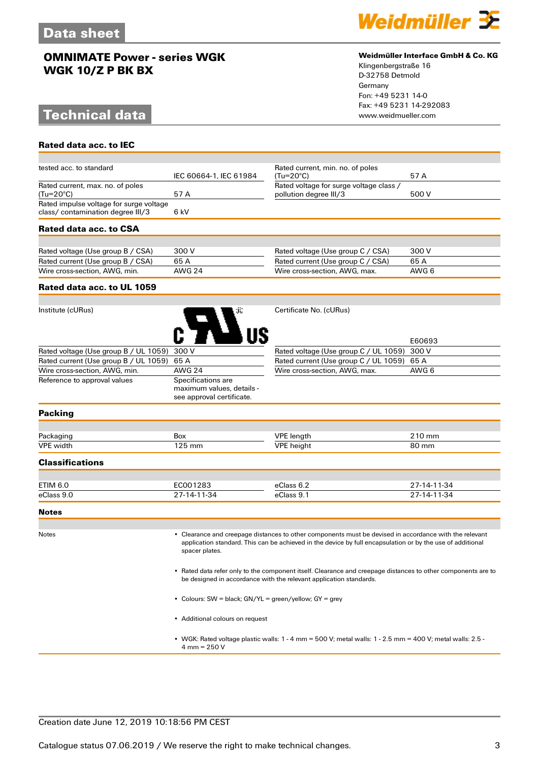# Data sheet

## OMNIMATE Power - series WGK
## WGK 10/Z P BK BX

**Weidmüller Interface GmbH & Co. KG**
Klingenbergstraße 16
D-32758 Detmold
Germany
Fon: +49 5231 14-0
Fax: +49 5231 14-292083
www.weidmueller.com

# Technical data

### Rated data acc. to IEC

| | | | |
|---|---|---|---|
| tested acc. to standard | IEC 60664-1, IEC 61984 | Rated current, min. no. of poles (Tu=20°C) | 57 A |
| Rated current, max. no. of poles (Tu=20°C) | 57 A | Rated voltage for surge voltage class / pollution degree III/3 | 500 V |
| Rated impulse voltage for surge voltage class/ contamination degree III/3 | 6 kV | | |

### Rated data acc. to CSA

| | | | |
|---|---|---|---|
| Rated voltage (Use group B / CSA) | 300 V | Rated voltage (Use group C / CSA) | 300 V |
| Rated current (Use group B / CSA) | 65 A | Rated current (Use group C / CSA) | 65 A |
| Wire cross-section, AWG, min. | AWG 24 | Wire cross-section, AWG, max. | AWG 6 |

### Rated data acc. to UL 1059

| | | | |
|---|---|---|---|
| Institute (cURus) | | Certificate No. (cURus) | E60693 |
| Rated voltage (Use group B / UL 1059) | 300 V | Rated voltage (Use group C / UL 1059) | 300 V |
| Rated current (Use group B / UL 1059) | 65 A | Rated current (Use group C / UL 1059) | 65 A |
| Wire cross-section, AWG, min. | AWG 24 | Wire cross-section, AWG, max. | AWG 6 |
| Reference to approval values | Specifications are maximum values, details - see approval certificate. | | |

### Packing

| | | | |
|---|---|---|---|
| Packaging | Box | VPE length | 210 mm |
| VPE width | 125 mm | VPE height | 80 mm |

### Classifications

| | | | |
|---|---|---|---|
| ETIM 6.0 | EC001283 | eClass 6.2 | 27-14-11-34 |
| eClass 9.0 | 27-14-11-34 | eClass 9.1 | 27-14-11-34 |

### Notes

Notes

- Clearance and creepage distances to other components must be devised in accordance with the relevant application standard. This can be achieved in the device by full encapsulation or by the use of additional spacer plates.
- Rated data refer only to the component itself. Clearance and creepage distances to other components are to be designed in accordance with the relevant application standards.
- Colours: SW = black; GN/YL = green/yellow; GY = grey
- Additional colours on request
- WGK: Rated voltage plastic walls: 1 - 4 mm = 500 V; metal walls: 1 - 2.5 mm = 400 V; metal walls: 2.5 - 4 mm = 250 V

Creation date June 12, 2019 10:18:56 PM CEST

Catalogue status 07.06.2019 / We reserve the right to make technical changes.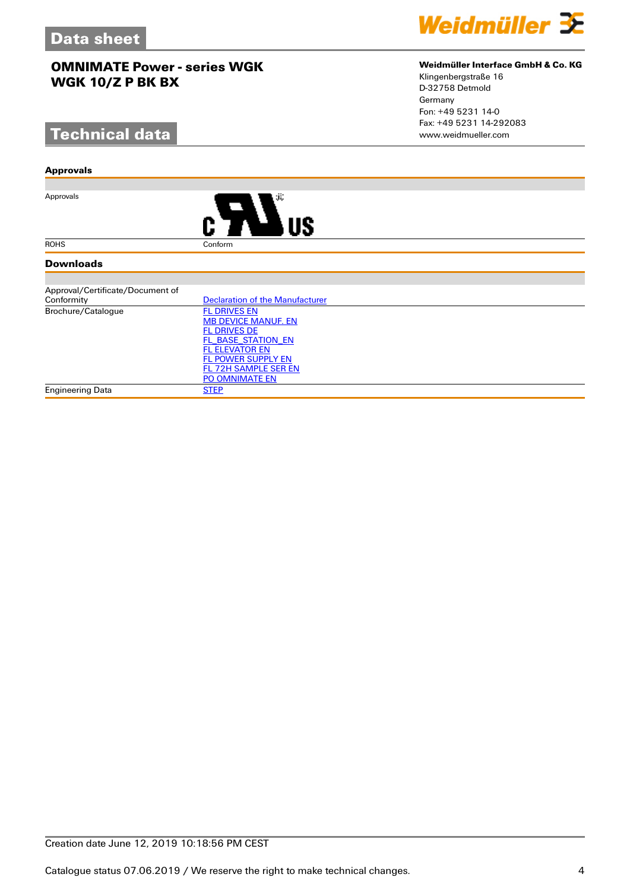# Data sheet

## OMNIMATE Power - series WGK
## WGK 10/Z P BK BX

**Weidmüller Interface GmbH & Co. KG**
Klingenbergstraße 16
D-32758 Detmold
Germany
Fon: +49 5231 14-0
Fax: +49 5231 14-292083
www.weidmueller.com

# Technical data

### Approvals

| | |
|---|---|
| Approvals | c UL us |
| ROHS | Conform |

### Downloads

| | |
|---|---|
| Approval/Certificate/Document of Conformity | Declaration of the Manufacturer |
| Brochure/Catalogue | FL DRIVES EN<br>MB DEVICE MANUF. EN<br>FL DRIVES DE<br>FL_BASE_STATION_EN<br>FL ELEVATOR EN<br>FL POWER SUPPLY EN<br>FL 72H SAMPLE SER EN<br>PO OMNIMATE EN |
| Engineering Data | STEP |

Creation date June 12, 2019 10:18:56 PM CEST

Catalogue status 07.06.2019 / We reserve the right to make technical changes.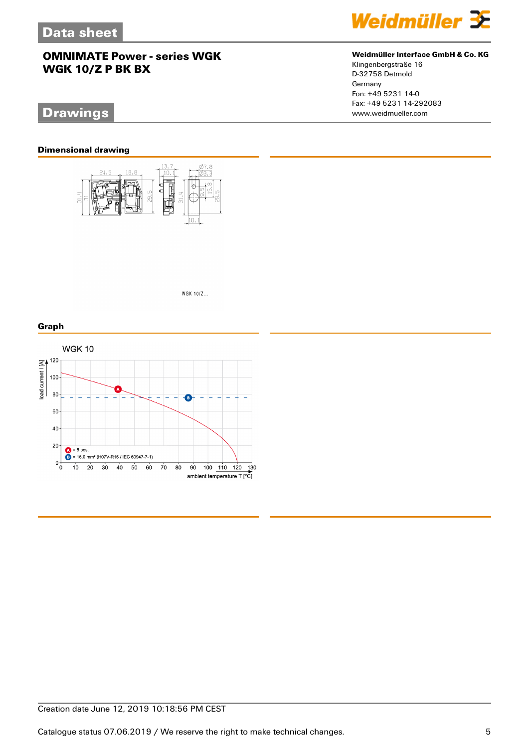# Data sheet

## OMNIMATE Power - series WGK
## WGK 10/Z P BK BX

**Weidmüller Interface GmbH & Co. KG**
Klingenbergstraße 16
D-32758 Detmold
Germany
Fon: +49 5231 14-0
Fax: +49 5231 14-292083
www.weidmueller.com

# Drawings

### Dimensional drawing

24.5
18.8
13.7
10.1
Ø7.8
Ø3.3
31.4
31
29.5
31.4
9.5
15.8
29.5
10.1

WGK 10/Z...

### Graph

WGK 10

load current I [A]

120
100
80
60
40
20
0

0 10 20 30 40 50 60 70 80 90 100 110 120 130

ambient temperature T [°C]

A = 5 pos.

B = 16.0 mm² (H07V-R16 / IEC 60947-7-1)

Creation date June 12, 2019 10:18:56 PM CEST

Catalogue status 07.06.2019 / We reserve the right to make technical changes.